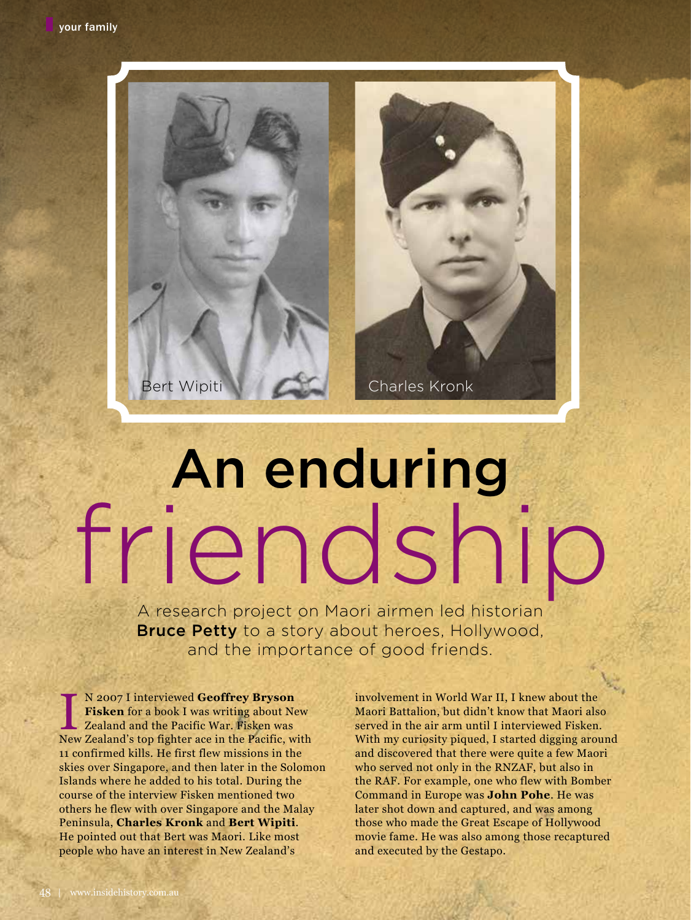Bert Wipiti

Charles Kronk

# An enduring friendship

A research project on Maori airmen led historian **Bruce Petty** to a story about heroes, Hollywood, and the importance of good friends.

IN 2007 I interviewed **Geoffrey Bryson Fisken** for a book I was writing about New Zealand and the Pacific War. Fisken was New Zealand's top fighter ace in the Pacific, with 11 confirmed kills. He first flew missions in the skies over Singapore, and then later in the Solomon Islands where he added to his total. During the course of the interview Fisken mentioned two others he flew with over Singapore and the Malay Peninsula, **Charles Kronk** and **Bert Wipiti**. He pointed out that Bert was Maori. Like most people who have an interest in New Zealand's involvement in World War II, I knew about the Maori Battalion, but didn't know that Maori also served in the air arm until I interviewed Fisken. With my curiosity piqued, I started digging around and discovered that there were quite a few Maori who served not only in the RNZAF, but also in the RAF. For example, one who flew with Bomber Command in Europe was **John Pohe**. He was later shot down and captured, and was among those who made the Great Escape of Hollywood movie fame. He was also among those recaptured and executed by the Gestapo.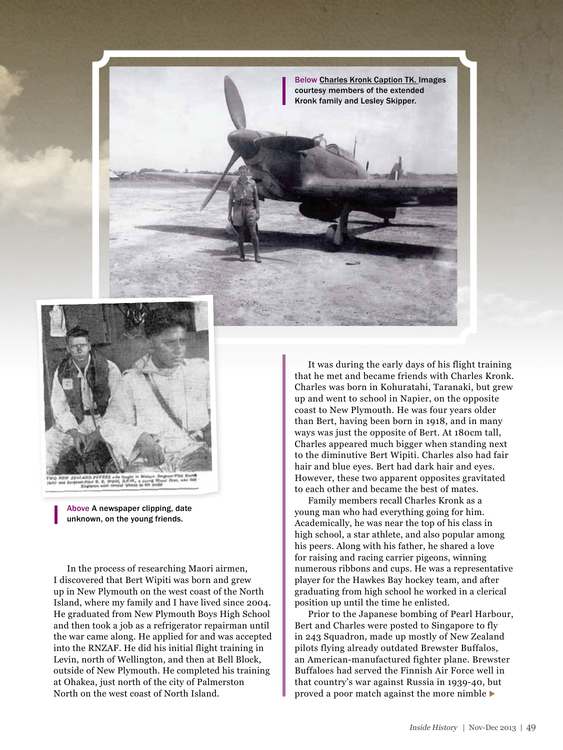**Below** Charles Kronk Caption TK. Images courtesy members of the extended Kronk family and Lesley Skipper.

**Above** A newspaper clipping, date unknown, on the young friends.

In the process of researching Maori airmen, I discovered that Bert Wipiti was born and grew up in New Plymouth on the west coast of the North Island, where my family and I have lived since 2004. He graduated from New Plymouth Boys High School and then took a job as a refrigerator repairman until the war came along. He applied for and was accepted into the RNZAF. He did his initial flight training in Levin, north of Wellington, and then at Bell Block, outside of New Plymouth. He completed his training at Ohakea, just north of the city of Palmerston North on the west coast of North Island.

It was during the early days of his flight training that he met and became friends with Charles Kronk. Charles was born in Kohuratahi, Taranaki, but grew up and went to school in Napier, on the opposite coast to New Plymouth. He was four years older than Bert, having been born in 1918, and in many ways was just the opposite of Bert. At 180cm tall, Charles appeared much bigger when standing next to the diminutive Bert Wipiti. Charles also had fair hair and blue eyes. Bert had dark hair and eyes. However, these two apparent opposites gravitated to each other and became the best of mates.

Family members recall Charles Kronk as a young man who had everything going for him. Academically, he was near the top of his class in high school, a star athlete, and also popular among his peers. Along with his father, he shared a love for raising and racing carrier pigeons, winning numerous ribbons and cups. He was a representative player for the Hawkes Bay hockey team, and after graduating from high school he worked in a clerical position up until the time he enlisted.

Prior to the Japanese bombing of Pearl Harbour, Bert and Charles were posted to Singapore to fly in 243 Squadron, made up mostly of New Zealand pilots flying already outdated Brewster Buffalos, an American-manufactured fighter plane. Brewster Buffaloes had served the Finnish Air Force well in that country's war against Russia in 1939-40, but proved a poor match against the more nimble ▶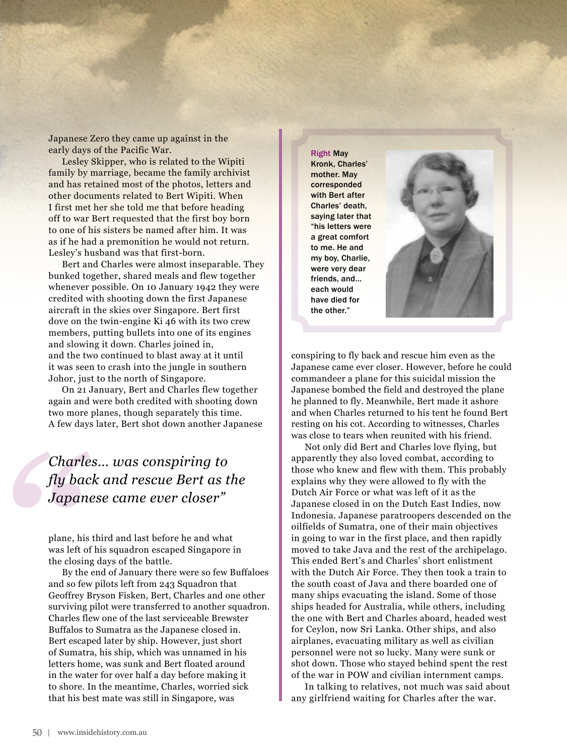Japanese Zero they came up against in the early days of the Pacific War.

Lesley Skipper, who is related to the Wipiti family by marriage, became the family archivist and has retained most of the photos, letters and other documents related to Bert Wipiti. When I first met her she told me that before heading off to war Bert requested that the first boy born to one of his sisters be named after him. It was as if he had a premonition he would not return. Lesley's husband was that first-born.

Bert and Charles were almost inseparable. They bunked together, shared meals and flew together whenever possible. On 10 January 1942 they were credited with shooting down the first Japanese aircraft in the skies over Singapore. Bert first dove on the twin-engine Ki 46 with its two crew members, putting bullets into one of its engines and slowing it down. Charles joined in, and the two continued to blast away at it until it was seen to crash into the jungle in southern Johor, just to the north of Singapore.

On 21 January, Bert and Charles flew together again and were both credited with shooting down two more planes, though separately this time. A few days later, Bert shot down another Japanese plane, his third and last before he and what was left of his squadron escaped Singapore in the closing days of the battle.

> *Charles… was conspiring to fly back and rescue Bert as the Japanese came ever closer"*

By the end of January there were so few Buffaloes and so few pilots left from 243 Squadron that Geoffrey Bryson Fisken, Bert, Charles and one other surviving pilot were transferred to another squadron. Charles flew one of the last serviceable Brewster Buffalos to Sumatra as the Japanese closed in. Bert escaped later by ship. However, just short of Sumatra, his ship, which was unnamed in his letters home, was sunk and Bert floated around in the water for over half a day before making it to shore. In the meantime, Charles, worried sick that his best mate was still in Singapore, was conspiring to fly back and rescue him even as the Japanese came ever closer. However, before he could commandeer a plane for this suicidal mission the Japanese bombed the field and destroyed the plane he planned to fly. Meanwhile, Bert made it ashore and when Charles returned to his tent he found Bert resting on his cot. According to witnesses, Charles was close to tears when reunited with his friend.

**Right** May Kronk, Charles' mother. May corresponded with Bert after Charles' death, saying later that "his letters were a great comfort to me. He and my boy, Charlie, were very dear friends, and… each would have died for the other."

Not only did Bert and Charles love flying, but apparently they also loved combat, according to those who knew and flew with them. This probably explains why they were allowed to fly with the Dutch Air Force or what was left of it as the Japanese closed in on the Dutch East Indies, now Indonesia. Japanese paratroopers descended on the oilfields of Sumatra, one of their main objectives in going to war in the first place, and then rapidly moved to take Java and the rest of the archipelago. This ended Bert's and Charles' short enlistment with the Dutch Air Force. They then took a train to the south coast of Java and there boarded one of many ships evacuating the island. Some of those ships headed for Australia, while others, including the one with Bert and Charles aboard, headed west for Ceylon, now Sri Lanka. Other ships, and also airplanes, evacuating military as well as civilian personnel were not so lucky. Many were sunk or shot down. Those who stayed behind spent the rest of the war in POW and civilian internment camps.

In talking to relatives, not much was said about any girlfriend waiting for Charles after the war.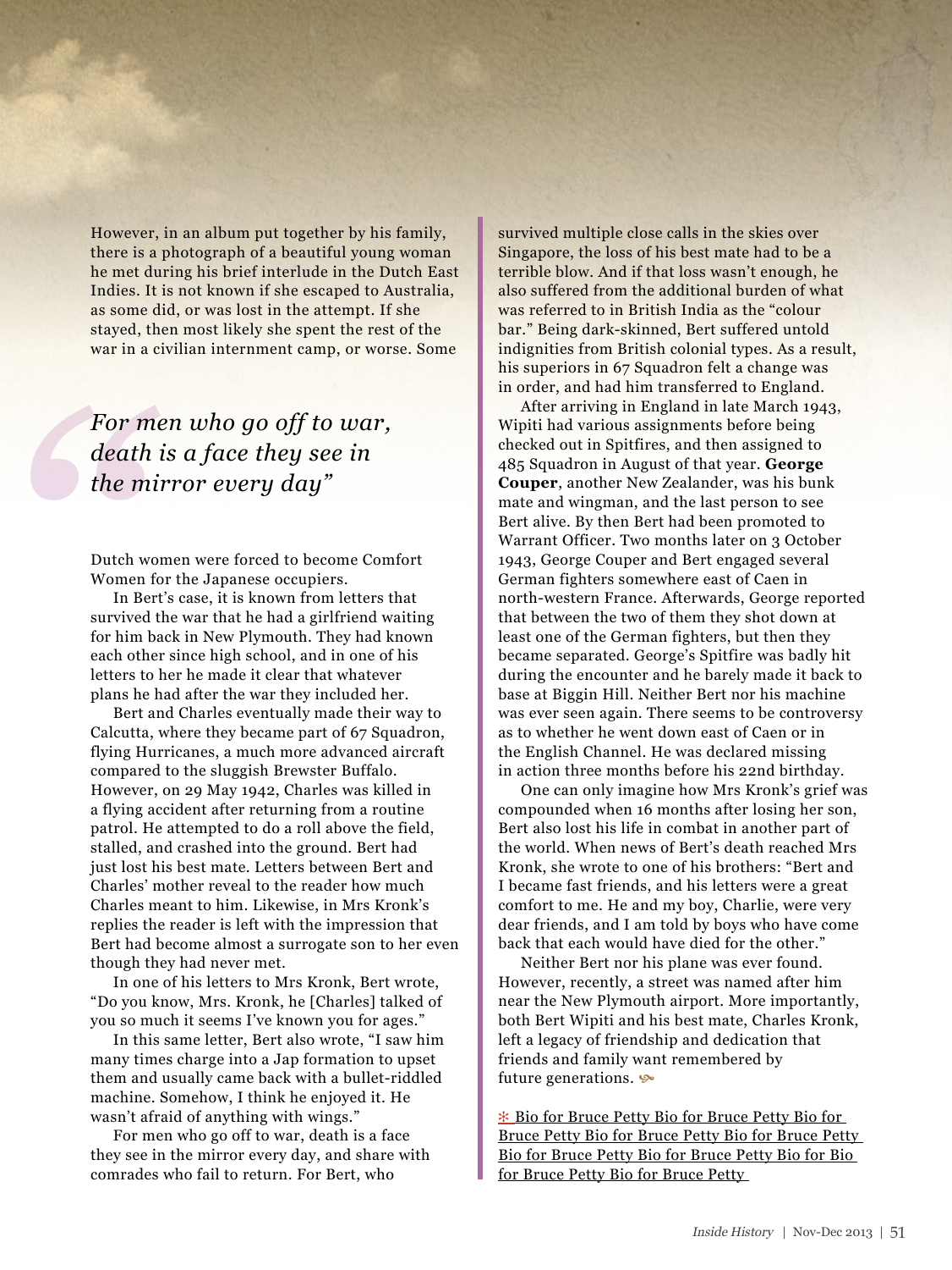However, in an album put together by his family, there is a photograph of a beautiful young woman he met during his brief interlude in the Dutch East Indies. It is not known if she escaped to Australia, as some did, or was lost in the attempt. If she stayed, then most likely she spent the rest of the war in a civilian internment camp, or worse. Some

> *For men who go off to war, death is a face they see in the mirror every day"*

Dutch women were forced to become Comfort Women for the Japanese occupiers.

In Bert's case, it is known from letters that survived the war that he had a girlfriend waiting for him back in New Plymouth. They had known each other since high school, and in one of his letters to her he made it clear that whatever plans he had after the war they included her.

Bert and Charles eventually made their way to Calcutta, where they became part of 67 Squadron, flying Hurricanes, a much more advanced aircraft compared to the sluggish Brewster Buffalo. However, on 29 May 1942, Charles was killed in a flying accident after returning from a routine patrol. He attempted to do a roll above the field, stalled, and crashed into the ground. Bert had just lost his best mate. Letters between Bert and Charles' mother reveal to the reader how much Charles meant to him. Likewise, in Mrs Kronk's replies the reader is left with the impression that Bert had become almost a surrogate son to her even though they had never met.

In one of his letters to Mrs Kronk, Bert wrote, "Do you know, Mrs. Kronk, he [Charles] talked of you so much it seems I've known you for ages."

In this same letter, Bert also wrote, "I saw him many times charge into a Jap formation to upset them and usually came back with a bullet-riddled machine. Somehow, I think he enjoyed it. He wasn't afraid of anything with wings."

For men who go off to war, death is a face they see in the mirror every day, and share with comrades who fail to return. For Bert, who survived multiple close calls in the skies over Singapore, the loss of his best mate had to be a terrible blow. And if that loss wasn't enough, he also suffered from the additional burden of what was referred to in British India as the "colour bar." Being dark-skinned, Bert suffered untold indignities from British colonial types. As a result, his superiors in 67 Squadron felt a change was in order, and had him transferred to England.

After arriving in England in late March 1943, Wipiti had various assignments before being checked out in Spitfires, and then assigned to 485 Squadron in August of that year. **George Couper**, another New Zealander, was his bunk mate and wingman, and the last person to see Bert alive. By then Bert had been promoted to Warrant Officer. Two months later on 3 October 1943, George Couper and Bert engaged several German fighters somewhere east of Caen in north-western France. Afterwards, George reported that between the two of them they shot down at least one of the German fighters, but then they became separated. George's Spitfire was badly hit during the encounter and he barely made it back to base at Biggin Hill. Neither Bert nor his machine was ever seen again. There seems to be controversy as to whether he went down east of Caen or in the English Channel. He was declared missing in action three months before his 22nd birthday.

One can only imagine how Mrs Kronk's grief was compounded when 16 months after losing her son, Bert also lost his life in combat in another part of the world. When news of Bert's death reached Mrs Kronk, she wrote to one of his brothers: "Bert and I became fast friends, and his letters were a great comfort to me. He and my boy, Charlie, were very dear friends, and I am told by boys who have come back that each would have died for the other."

Neither Bert nor his plane was ever found. However, recently, a street was named after him near the New Plymouth airport. More importantly, both Bert Wipiti and his best mate, Charles Kronk, left a legacy of friendship and dedication that friends and family want remembered by future generations.

* Bio for Bruce Petty Bio for Bruce Petty Bio for Bruce Petty Bio for Bruce Petty Bio for Bruce Petty Bio for Bruce Petty Bio for Bruce Petty Bio for Bio for Bruce Petty Bio for Bruce Petty